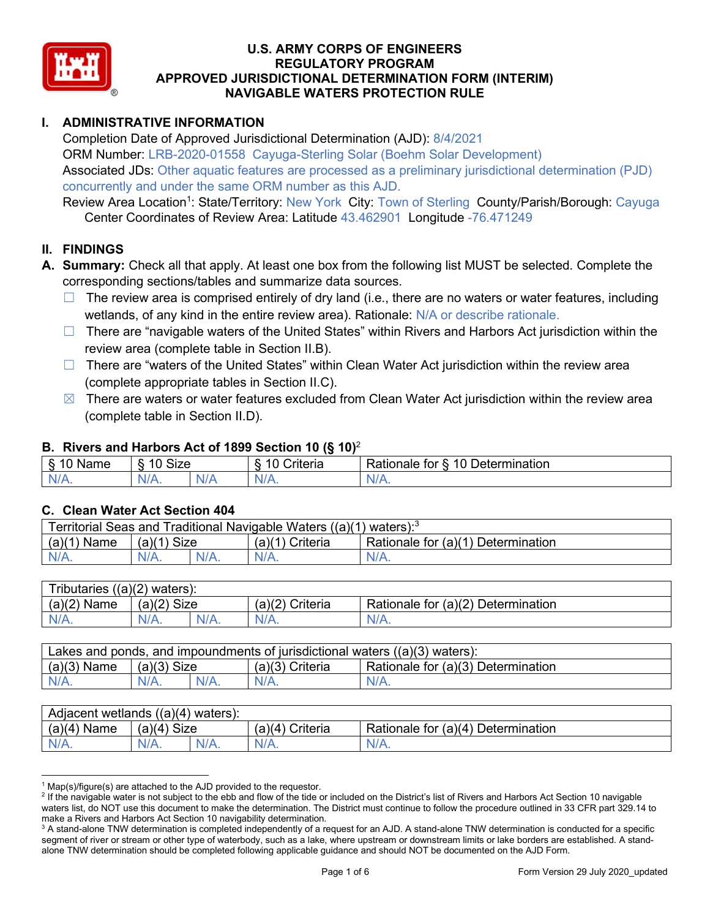# U.S. ARMY CORPS OF ENGINEERS
# REGULATORY PROGRAM
# APPROVED JURISDICTIONAL DETERMINATION FORM (INTERIM)
# NAVIGABLE WATERS PROTECTION RULE

## I. ADMINISTRATIVE INFORMATION

Completion Date of Approved Jurisdictional Determination (AJD): 8/4/2021
ORM Number: LRB-2020-01558 Cayuga-Sterling Solar (Boehm Solar Development)
Associated JDs: Other aquatic features are processed as a preliminary jurisdictional determination (PJD) concurrently and under the same ORM number as this AJD.
Review Area Location[1]: State/Territory: New York City: Town of Sterling County/Parish/Borough: Cayuga
Center Coordinates of Review Area: Latitude 43.462901 Longitude -76.471249

## II. FINDINGS

**A. Summary:** Check all that apply. At least one box from the following list MUST be selected. Complete the corresponding sections/tables and summarize data sources.

- ☐ The review area is comprised entirely of dry land (i.e., there are no waters or water features, including wetlands, of any kind in the entire review area). Rationale: N/A or describe rationale.
- ☐ There are "navigable waters of the United States" within Rivers and Harbors Act jurisdiction within the review area (complete table in Section II.B).
- ☐ There are "waters of the United States" within Clean Water Act jurisdiction within the review area (complete appropriate tables in Section II.C).
- ☒ There are waters or water features excluded from Clean Water Act jurisdiction within the review area (complete table in Section II.D).

### B. Rivers and Harbors Act of 1899 Section 10 (§ 10)[2]

| § 10 Name | § 10 Size | | § 10 Criteria | Rationale for § 10 Determination |
|---|---|---|---|---|
| N/A. | N/A. | N/A | N/A. | N/A. |

### C. Clean Water Act Section 404

| Territorial Seas and Traditional Navigable Waters ((a)(1) waters):[3] | | | | |
|---|---|---|---|---|
| (a)(1) Name | (a)(1) Size | | (a)(1) Criteria | Rationale for (a)(1) Determination |
| N/A. | N/A. | N/A. | N/A. | N/A. |

| Tributaries ((a)(2) waters): | | | | |
|---|---|---|---|---|
| (a)(2) Name | (a)(2) Size | | (a)(2) Criteria | Rationale for (a)(2) Determination |
| N/A. | N/A. | N/A. | N/A. | N/A. |

| Lakes and ponds, and impoundments of jurisdictional waters ((a)(3) waters): | | | | |
|---|---|---|---|---|
| (a)(3) Name | (a)(3) Size | | (a)(3) Criteria | Rationale for (a)(3) Determination |
| N/A. | N/A. | N/A. | N/A. | N/A. |

| Adjacent wetlands ((a)(4) waters): | | | | |
|---|---|---|---|---|
| (a)(4) Name | (a)(4) Size | | (a)(4) Criteria | Rationale for (a)(4) Determination |
| N/A. | N/A. | N/A. | N/A. | N/A. |

---

[1] Map(s)/figure(s) are attached to the AJD provided to the requestor.
[2] If the navigable water is not subject to the ebb and flow of the tide or included on the District's list of Rivers and Harbors Act Section 10 navigable waters list, do NOT use this document to make the determination. The District must continue to follow the procedure outlined in 33 CFR part 329.14 to make a Rivers and Harbors Act Section 10 navigability determination.
[3] A stand-alone TNW determination is completed independently of a request for an AJD. A stand-alone TNW determination is conducted for a specific segment of river or stream or other type of waterbody, such as a lake, where upstream or downstream limits or lake borders are established. A stand-alone TNW determination should be completed following applicable guidance and should NOT be documented on the AJD Form.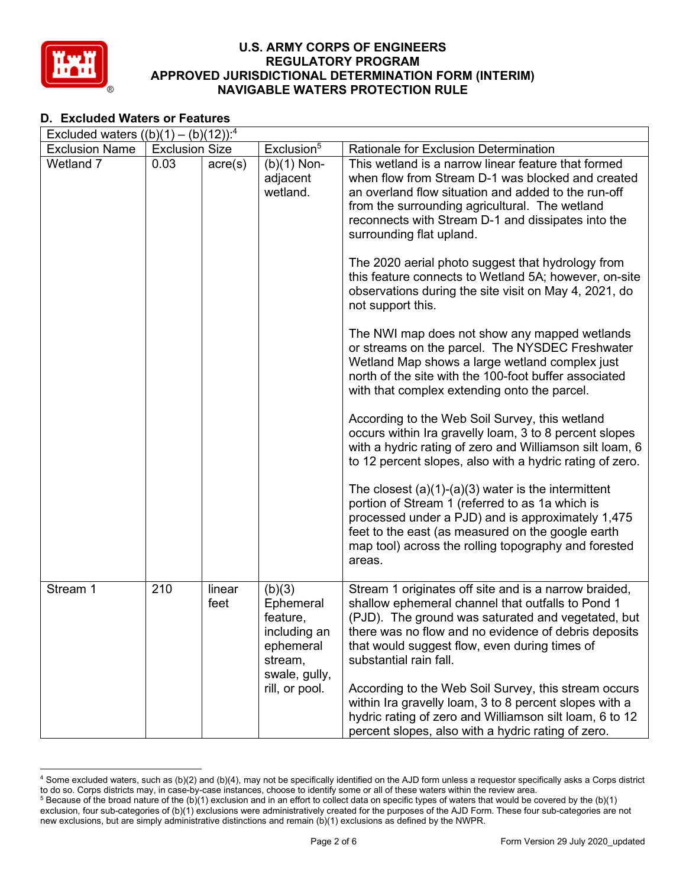## D. Excluded Waters or Features

| Excluded waters ((b)(1) – (b)(12)):[4] | | | | |
|---|---|---|---|---|
| Exclusion Name | Exclusion Size | | Exclusion[5] | Rationale for Exclusion Determination |
| Wetland 7 | 0.03 | acre(s) | (b)(1) Non-adjacent wetland. | This wetland is a narrow linear feature that formed when flow from Stream D-1 was blocked and created an overland flow situation and added to the run-off from the surrounding agricultural. The wetland reconnects with Stream D-1 and dissipates into the surrounding flat upland.<br><br>The 2020 aerial photo suggest that hydrology from this feature connects to Wetland 5A; however, on-site observations during the site visit on May 4, 2021, do not support this.<br><br>The NWI map does not show any mapped wetlands or streams on the parcel. The NYSDEC Freshwater Wetland Map shows a large wetland complex just north of the site with the 100-foot buffer associated with that complex extending onto the parcel.<br><br>According to the Web Soil Survey, this wetland occurs within Ira gravelly loam, 3 to 8 percent slopes with a hydric rating of zero and Williamson silt loam, 6 to 12 percent slopes, also with a hydric rating of zero.<br><br>The closest (a)(1)-(a)(3) water is the intermittent portion of Stream 1 (referred to as 1a which is processed under a PJD) and is approximately 1,475 feet to the east (as measured on the google earth map tool) across the rolling topography and forested areas. |
| Stream 1 | 210 | linear feet | (b)(3) Ephemeral feature, including an ephemeral stream, swale, gully, rill, or pool. | Stream 1 originates off site and is a narrow braided, shallow ephemeral channel that outfalls to Pond 1 (PJD). The ground was saturated and vegetated, but there was no flow and no evidence of debris deposits that would suggest flow, even during times of substantial rain fall.<br><br>According to the Web Soil Survey, this stream occurs within Ira gravelly loam, 3 to 8 percent slopes with a hydric rating of zero and Williamson silt loam, 6 to 12 percent slopes, also with a hydric rating of zero. |

[4] Some excluded waters, such as (b)(2) and (b)(4), may not be specifically identified on the AJD form unless a requestor specifically asks a Corps district to do so. Corps districts may, in case-by-case instances, choose to identify some or all of these waters within the review area.
[5] Because of the broad nature of the (b)(1) exclusion and in an effort to collect data on specific types of waters that would be covered by the (b)(1) exclusion, four sub-categories of (b)(1) exclusions were administratively created for the purposes of the AJD Form. These four sub-categories are not new exclusions, but are simply administrative distinctions and remain (b)(1) exclusions as defined by the NWPR.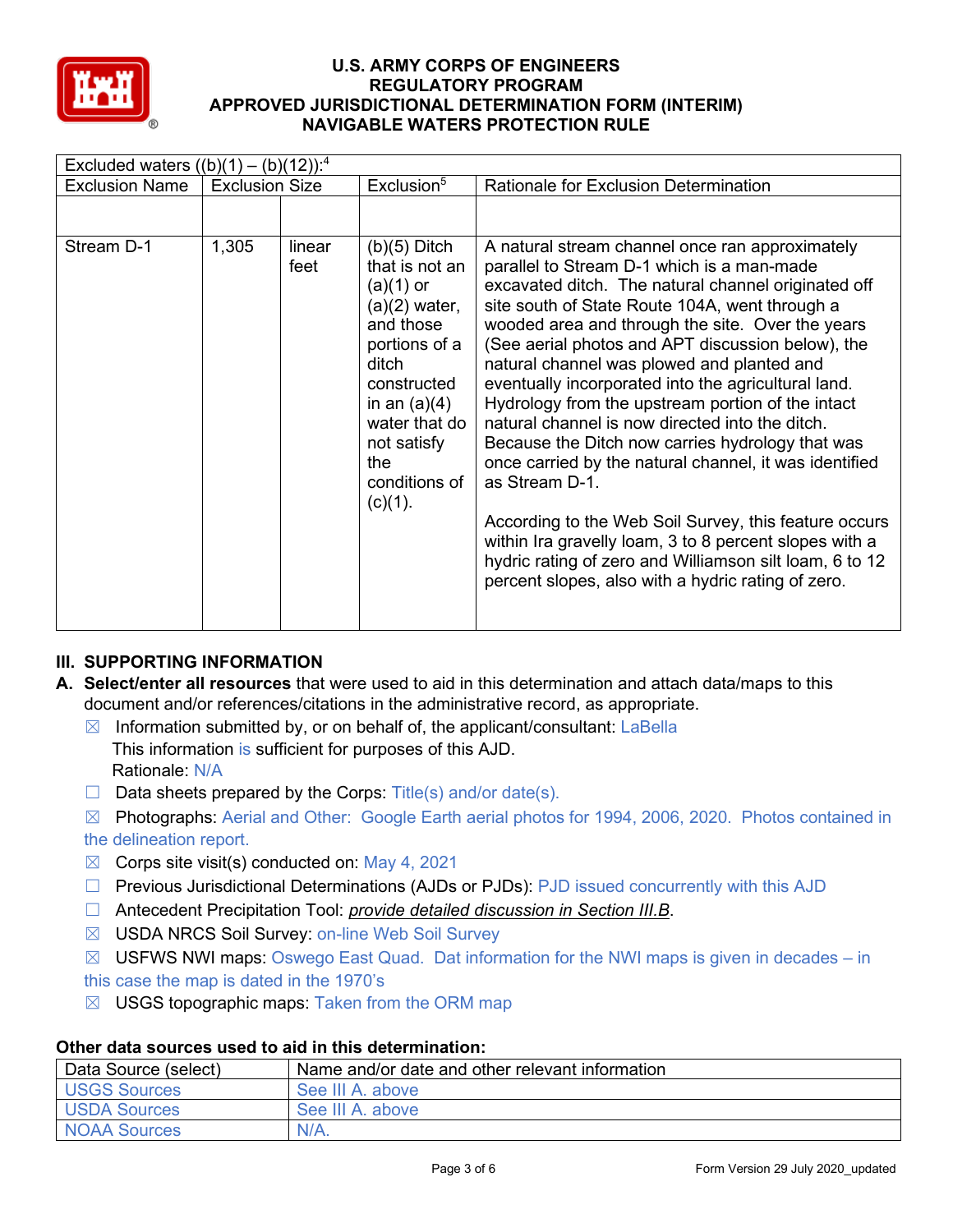# U.S. ARMY CORPS OF ENGINEERS
# REGULATORY PROGRAM
# APPROVED JURISDICTIONAL DETERMINATION FORM (INTERIM)
# NAVIGABLE WATERS PROTECTION RULE

| Excluded waters ((b)(1) – (b)(12)):[4] | | | | |
|---|---|---|---|---|
| Exclusion Name | Exclusion Size | | Exclusion[5] | Rationale for Exclusion Determination |
| | | | | |
| Stream D-1 | 1,305 | linear feet | (b)(5) Ditch that is not an (a)(1) or (a)(2) water, and those portions of a ditch constructed in an (a)(4) water that do not satisfy the conditions of (c)(1). | A natural stream channel once ran approximately parallel to Stream D-1 which is a man-made excavated ditch. The natural channel originated off site south of State Route 104A, went through a wooded area and through the site. Over the years (See aerial photos and APT discussion below), the natural channel was plowed and planted and eventually incorporated into the agricultural land. Hydrology from the upstream portion of the intact natural channel is now directed into the ditch. Because the Ditch now carries hydrology that was once carried by the natural channel, it was identified as Stream D-1.<br><br>According to the Web Soil Survey, this feature occurs within Ira gravelly loam, 3 to 8 percent slopes with a hydric rating of zero and Williamson silt loam, 6 to 12 percent slopes, also with a hydric rating of zero. |

## III. SUPPORTING INFORMATION

**A. Select/enter all resources** that were used to aid in this determination and attach data/maps to this document and/or references/citations in the administrative record, as appropriate.

- ☒ Information submitted by, or on behalf of, the applicant/consultant: LaBella
  This information is sufficient for purposes of this AJD.
  Rationale: N/A
- ☐ Data sheets prepared by the Corps: Title(s) and/or date(s).
- ☒ Photographs: Aerial and Other: Google Earth aerial photos for 1994, 2006, 2020. Photos contained in the delineation report.
- ☒ Corps site visit(s) conducted on: May 4, 2021
- ☐ Previous Jurisdictional Determinations (AJDs or PJDs): PJD issued concurrently with this AJD
- ☐ Antecedent Precipitation Tool: *provide detailed discussion in Section III.B*.
- ☒ USDA NRCS Soil Survey: on-line Web Soil Survey
- ☒ USFWS NWI maps: Oswego East Quad. Dat information for the NWI maps is given in decades – in this case the map is dated in the 1970's
- ☒ USGS topographic maps: Taken from the ORM map

**Other data sources used to aid in this determination:**

| Data Source (select) | Name and/or date and other relevant information |
|---|---|
| USGS Sources | See III A. above |
| USDA Sources | See III A. above |
| NOAA Sources | N/A. |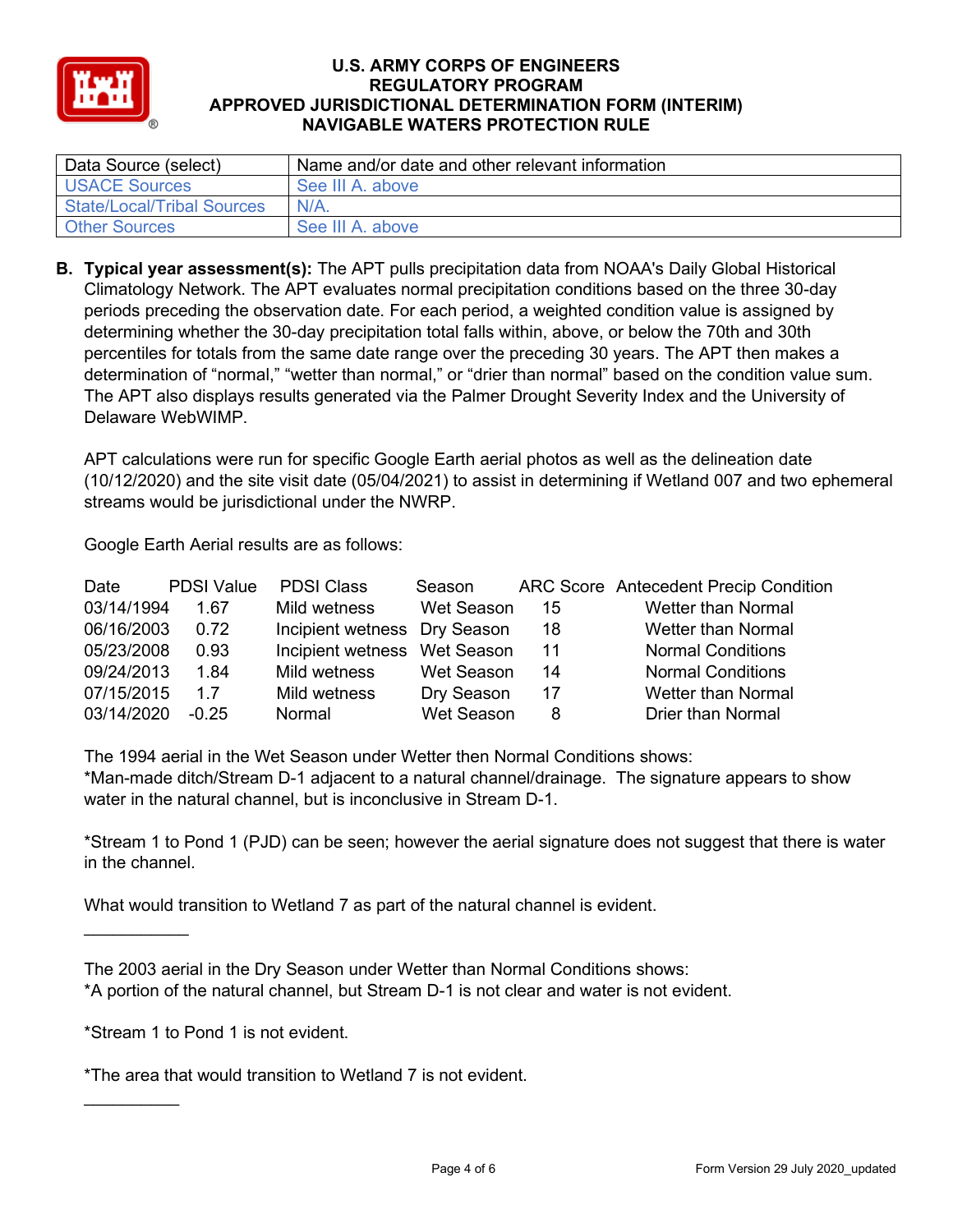| Data Source (select) | Name and/or date and other relevant information |
|---|---|
| USACE Sources | See III A. above |
| State/Local/Tribal Sources | N/A. |
| Other Sources | See III A. above |

**B. Typical year assessment(s):** The APT pulls precipitation data from NOAA's Daily Global Historical Climatology Network. The APT evaluates normal precipitation conditions based on the three 30-day periods preceding the observation date. For each period, a weighted condition value is assigned by determining whether the 30-day precipitation total falls within, above, or below the 70th and 30th percentiles for totals from the same date range over the preceding 30 years. The APT then makes a determination of "normal," "wetter than normal," or "drier than normal" based on the condition value sum. The APT also displays results generated via the Palmer Drought Severity Index and the University of Delaware WebWIMP.

APT calculations were run for specific Google Earth aerial photos as well as the delineation date (10/12/2020) and the site visit date (05/04/2021) to assist in determining if Wetland 007 and two ephemeral streams would be jurisdictional under the NWRP.

Google Earth Aerial results are as follows:

| Date | PDSI Value | PDSI Class | Season | ARC Score | Antecedent Precip Condition |
|---|---|---|---|---|---|
| 03/14/1994 | 1.67 | Mild wetness | Wet Season | 15 | Wetter than Normal |
| 06/16/2003 | 0.72 | Incipient wetness | Dry Season | 18 | Wetter than Normal |
| 05/23/2008 | 0.93 | Incipient wetness | Wet Season | 11 | Normal Conditions |
| 09/24/2013 | 1.84 | Mild wetness | Wet Season | 14 | Normal Conditions |
| 07/15/2015 | 1.7 | Mild wetness | Dry Season | 17 | Wetter than Normal |
| 03/14/2020 | -0.25 | Normal | Wet Season | 8 | Drier than Normal |

The 1994 aerial in the Wet Season under Wetter then Normal Conditions shows:
*Man-made ditch/Stream D-1 adjacent to a natural channel/drainage. The signature appears to show water in the natural channel, but is inconclusive in Stream D-1.

*Stream 1 to Pond 1 (PJD) can be seen; however the aerial signature does not suggest that there is water in the channel.

What would transition to Wetland 7 as part of the natural channel is evident.

___________

The 2003 aerial in the Dry Season under Wetter than Normal Conditions shows:
*A portion of the natural channel, but Stream D-1 is not clear and water is not evident.

*Stream 1 to Pond 1 is not evident.

*The area that would transition to Wetland 7 is not evident.

__________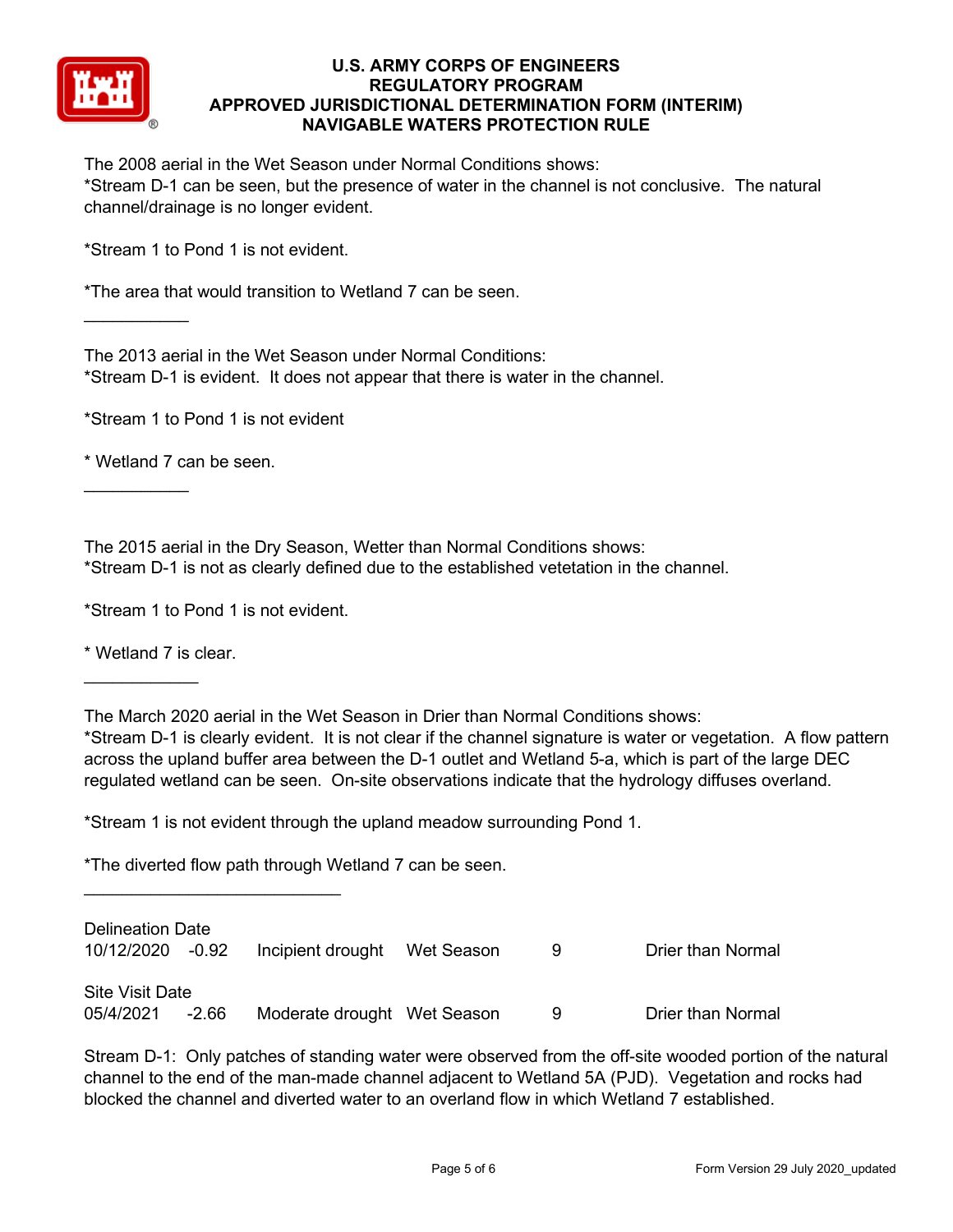The 2008 aerial in the Wet Season under Normal Conditions shows:
*Stream D-1 can be seen, but the presence of water in the channel is not conclusive.  The natural channel/drainage is no longer evident.

*Stream 1 to Pond 1 is not evident.

*The area that would transition to Wetland 7 can be seen.

___________

The 2013 aerial in the Wet Season under Normal Conditions:
*Stream D-1 is evident.  It does not appear that there is water in the channel.

*Stream 1 to Pond 1 is not evident

* Wetland 7 can be seen.

___________

The 2015 aerial in the Dry Season, Wetter than Normal Conditions shows:
*Stream D-1 is not as clearly defined due to the established vetetation in the channel.

*Stream 1 to Pond 1 is not evident.

* Wetland 7 is clear.

____________

The March 2020 aerial in the Wet Season in Drier than Normal Conditions shows:
*Stream D-1 is clearly evident.  It is not clear if the channel signature is water or vegetation.  A flow pattern across the upland buffer area between the D-1 outlet and Wetland 5-a, which is part of the large DEC regulated wetland can be seen.  On-site observations indicate that the hydrology diffuses overland.

*Stream 1 is not evident through the upland meadow surrounding Pond 1.

*The diverted flow path through Wetland 7 can be seen.

__________________________

Delineation Date
10/12/2020    -0.92    Incipient drought    Wet Season    9    Drier than Normal

Site Visit Date
05/4/2021    -2.66    Moderate drought    Wet Season    9    Drier than Normal

Stream D-1:  Only patches of standing water were observed from the off-site wooded portion of the natural channel to the end of the man-made channel adjacent to Wetland 5A (PJD).  Vegetation and rocks had blocked the channel and diverted water to an overland flow in which Wetland 7 established.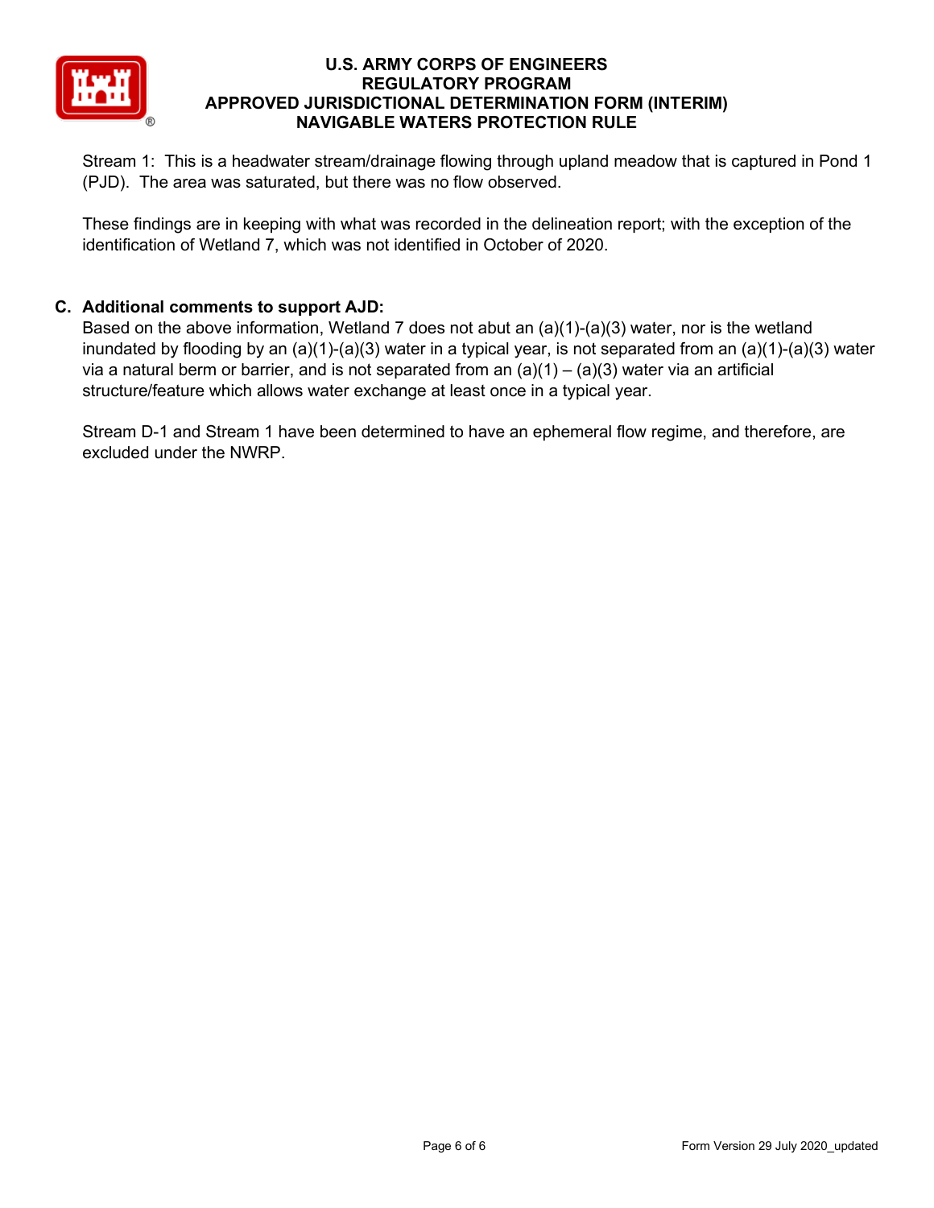Stream 1: This is a headwater stream/drainage flowing through upland meadow that is captured in Pond 1 (PJD). The area was saturated, but there was no flow observed.

These findings are in keeping with what was recorded in the delineation report; with the exception of the identification of Wetland 7, which was not identified in October of 2020.

**C. Additional comments to support AJD:**

Based on the above information, Wetland 7 does not abut an (a)(1)-(a)(3) water, nor is the wetland inundated by flooding by an (a)(1)-(a)(3) water in a typical year, is not separated from an (a)(1)-(a)(3) water via a natural berm or barrier, and is not separated from an (a)(1) – (a)(3) water via an artificial structure/feature which allows water exchange at least once in a typical year.

Stream D-1 and Stream 1 have been determined to have an ephemeral flow regime, and therefore, are excluded under the NWRP.